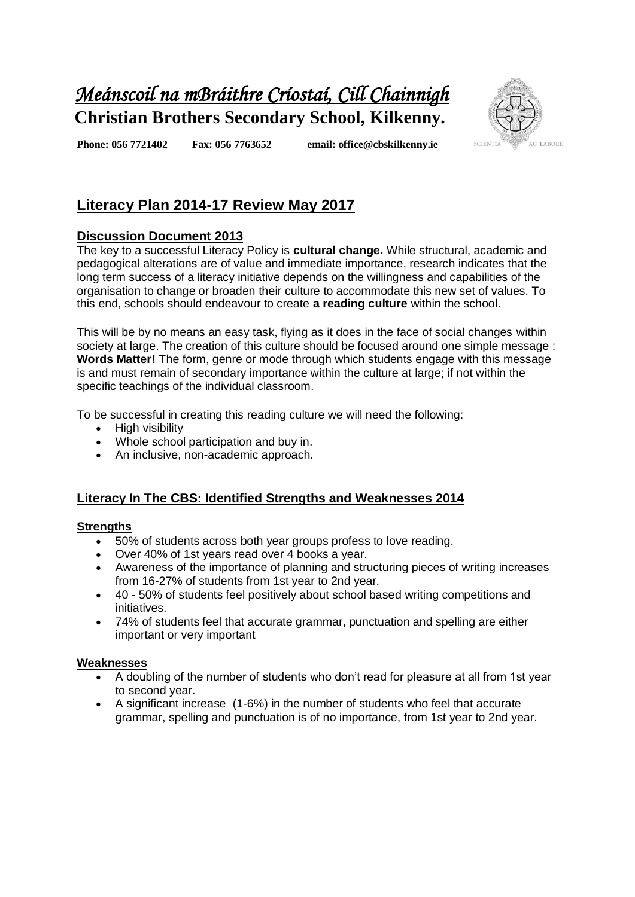# *Meánscoil na mBráithre Críostaí, Cill Chainnigh*

**Christian Brothers Secondary School, Kilkenny.**

**Phone: 056 7721402 Fax: 056 7763652 email: office@cbskilkenny.ie**

SCIENTIA AC LABORE

## Literacy Plan 2014-17 Review May 2017

### Discussion Document 2013

The key to a successful Literacy Policy is **cultural change.** While structural, academic and pedagogical alterations are of value and immediate importance, research indicates that the long term success of a literacy initiative depends on the willingness and capabilities of the organisation to change or broaden their culture to accommodate this new set of values. To this end, schools should endeavour to create **a reading culture** within the school.

This will be by no means an easy task, flying as it does in the face of social changes within society at large. The creation of this culture should be focused around one simple message : **Words Matter!** The form, genre or mode through which students engage with this message is and must remain of secondary importance within the culture at large; if not within the specific teachings of the individual classroom.

To be successful in creating this reading culture we will need the following:

- High visibility
- Whole school participation and buy in.
- An inclusive, non-academic approach.

### Literacy In The CBS: Identified Strengths and Weaknesses 2014

#### Strengths

- 50% of students across both year groups profess to love reading.
- Over 40% of 1st years read over 4 books a year.
- Awareness of the importance of planning and structuring pieces of writing increases from 16-27% of students from 1st year to 2nd year.
- 40 - 50% of students feel positively about school based writing competitions and initiatives.
- 74% of students feel that accurate grammar, punctuation and spelling are either important or very important

#### Weaknesses

- A doubling of the number of students who don't read for pleasure at all from 1st year to second year.
- A significant increase (1-6%) in the number of students who feel that accurate grammar, spelling and punctuation is of no importance, from 1st year to 2nd year.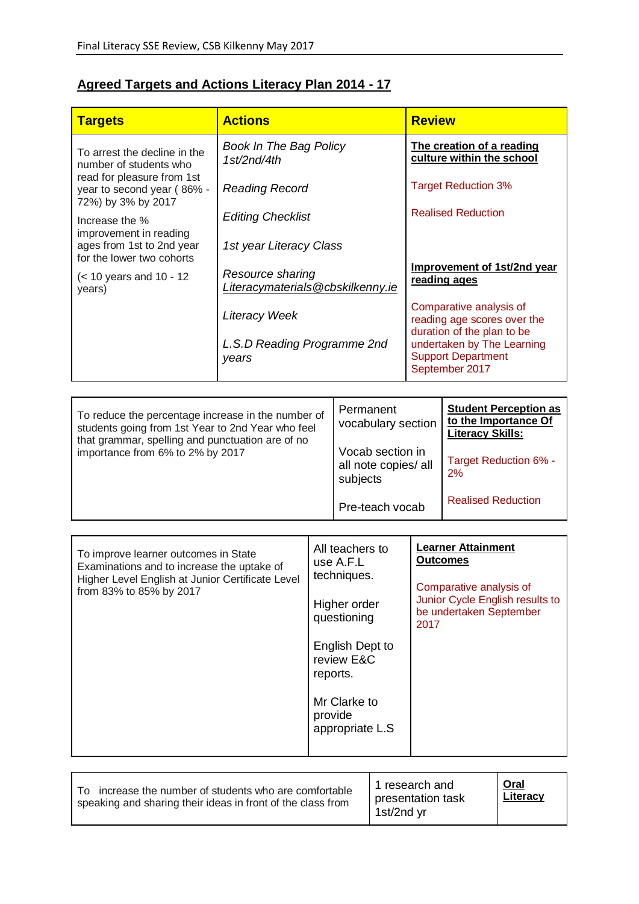## Agreed Targets and Actions Literacy Plan 2014 - 17

| Targets | Actions | Review |
|---|---|---|
| To arrest the decline in the number of students who read for pleasure from 1st year to second year ( 86% - 72%) by 3% by 2017<br><br>Increase the % improvement in reading ages from 1st to 2nd year for the lower two cohorts<br><br>(< 10 years and 10 - 12 years) | *Book In The Bag Policy 1st/2nd/4th*<br><br>*Reading Record*<br><br>*Editing Checklist*<br><br>*1st year Literacy Class*<br><br>*Resource sharing Literacymaterials@cbskilkenny.ie*<br><br>*Literacy Week*<br><br>*L.S.D Reading Programme 2nd years* | **The creation of a reading culture within the school**<br><br>Target Reduction 3%<br><br>Realised Reduction<br><br>**Improvement of 1st/2nd year reading ages**<br><br>Comparative analysis of reading age scores over the duration of the plan to be undertaken by The Learning Support Department September 2017 |

| | | |
|---|---|---|
| To reduce the percentage increase in the number of students going from 1st Year to 2nd Year who feel that grammar, spelling and punctuation are of no importance from 6% to 2% by 2017 | Permanent vocabulary section<br><br>Vocab section in all note copies/ all subjects<br><br>Pre-teach vocab | **Student Perception as to the Importance Of Literacy Skills:**<br><br>Target Reduction 6% - 2%<br><br>Realised Reduction |

| | | |
|---|---|---|
| To improve learner outcomes in State Examinations and to increase the uptake of Higher Level English at Junior Certificate Level from 83% to 85% by 2017 | All teachers to use A.F.L techniques.<br><br>Higher order questioning<br><br>English Dept to review E&C reports.<br><br>Mr Clarke to provide appropriate L.S | **Learner Attainment Outcomes**<br><br>Comparative analysis of Junior Cycle English results to be undertaken September 2017 |

| | | |
|---|---|---|
| To increase the number of students who are comfortable speaking and sharing their ideas in front of the class from | 1 research and presentation task 1st/2nd yr | **Oral Literacy** |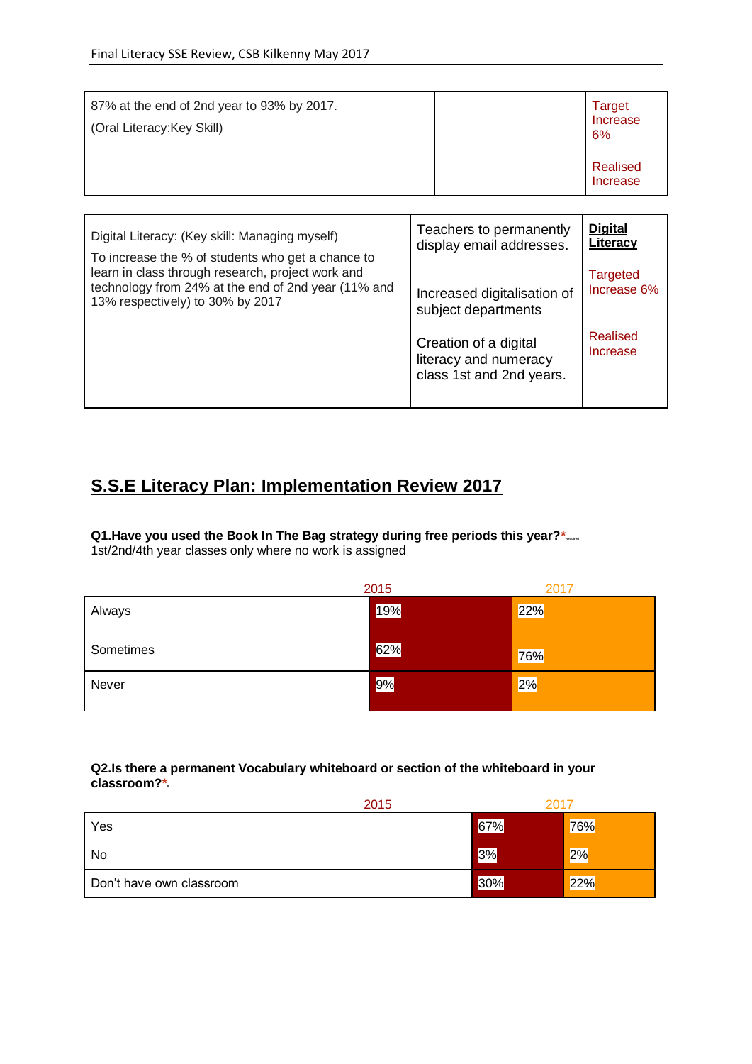| 87% at the end of 2nd year to 93% by 2017. (Oral Literacy:Key Skill) | | Target Increase 6% Realised Increase |
|---|---|---|

| Digital Literacy: (Key skill: Managing myself) To increase the % of students who get a chance to learn in class through research, project work and technology from 24% at the end of 2nd year (11% and 13% respectively) to 30% by 2017 | Teachers to permanently display email addresses. Increased digitalisation of subject departments Creation of a digital literacy and numeracy class 1st and 2nd years. | **Digital Literacy** Targeted Increase 6% Realised Increase |
|---|---|---|

## S.S.E Literacy Plan: Implementation Review 2017

**Q1.Have you used the Book In The Bag strategy during free periods this year?*** Required
1st/2nd/4th year classes only where no work is assigned

| | 2015 | 2017 |
|---|---|---|
| Always | 19% | 22% |
| Sometimes | 62% | 76% |
| Never | 9% | 2% |

**Q2.Is there a permanent Vocabulary whiteboard or section of the whiteboard in your classroom?*.**

| | 2015 | 2017 |
|---|---|---|
| Yes | 67% | 76% |
| No | 3% | 2% |
| Don't have own classroom | 30% | 22% |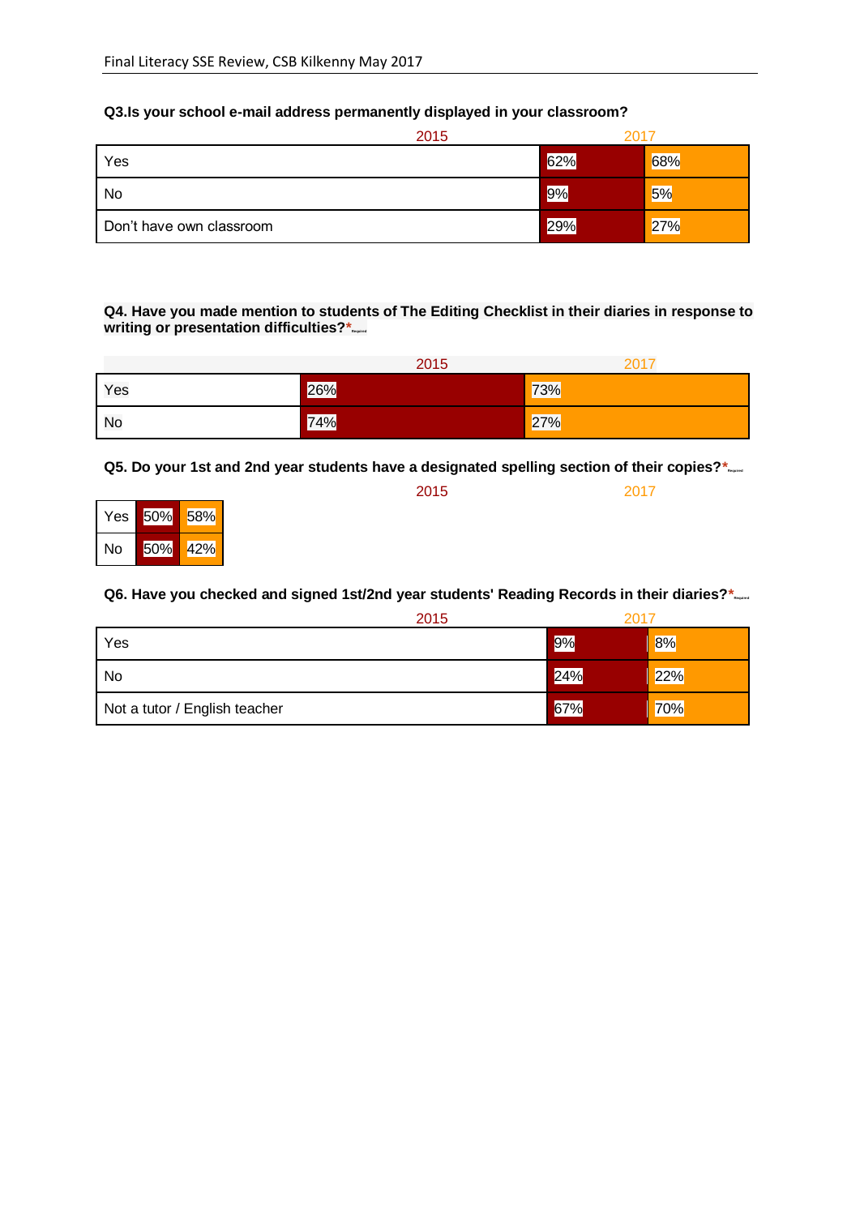**Q3.Is your school e-mail address permanently displayed in your classroom?**

| | 2015 | 2017 |
|---|---|---|
| Yes | 62% | 68% |
| No | 9% | 5% |
| Don't have own classroom | 29% | 27% |

**Q4. Have you made mention to students of The Editing Checklist in their diaries in response to writing or presentation difficulties?***

| | 2015 | 2017 |
|---|---|---|
| Yes | 26% | 73% |
| No | 74% | 27% |

**Q5. Do your 1st and 2nd year students have a designated spelling section of their copies?***

| | 2015 | 2017 |
|---|---|---|
| Yes | 50% | 58% |
| No | 50% | 42% |

**Q6. Have you checked and signed 1st/2nd year students' Reading Records in their diaries?***

| | 2015 | 2017 |
|---|---|---|
| Yes | 9% | 8% |
| No | 24% | 22% |
| Not a tutor / English teacher | 67% | 70% |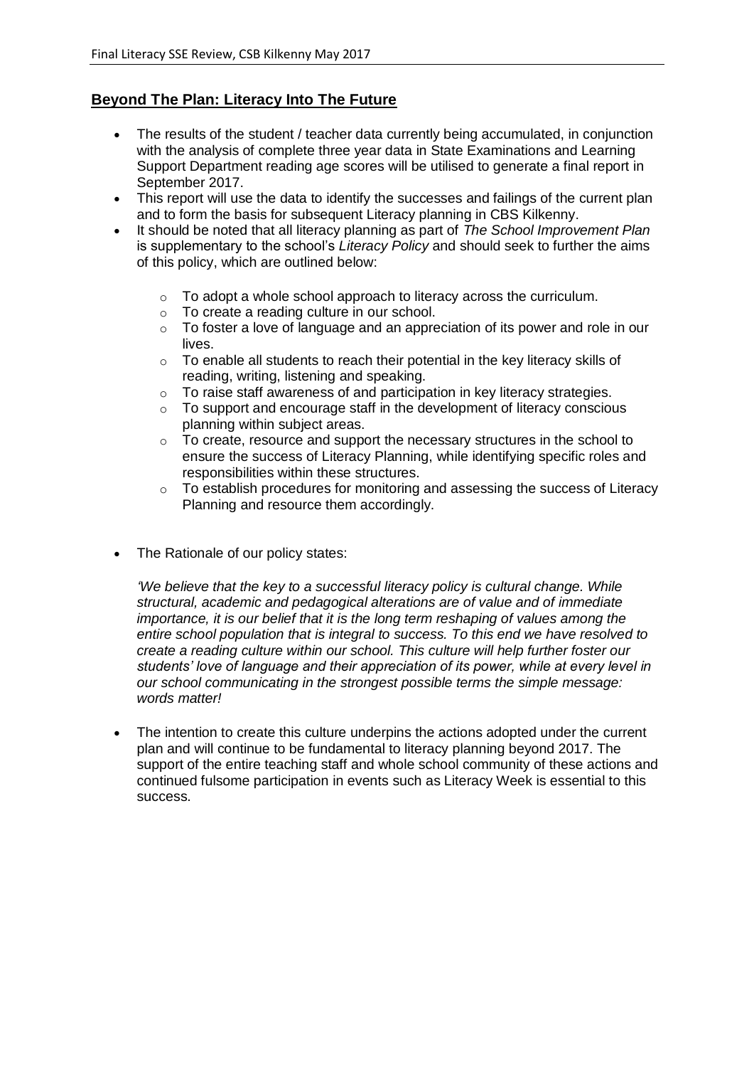## Beyond The Plan: Literacy Into The Future

- The results of the student / teacher data currently being accumulated, in conjunction with the analysis of complete three year data in State Examinations and Learning Support Department reading age scores will be utilised to generate a final report in September 2017.
- This report will use the data to identify the successes and failings of the current plan and to form the basis for subsequent Literacy planning in CBS Kilkenny.
- It should be noted that all literacy planning as part of *The School Improvement Plan* is supplementary to the school's *Literacy Policy* and should seek to further the aims of this policy, which are outlined below:
    - To adopt a whole school approach to literacy across the curriculum.
    - To create a reading culture in our school.
    - To foster a love of language and an appreciation of its power and role in our lives.
    - To enable all students to reach their potential in the key literacy skills of reading, writing, listening and speaking.
    - To raise staff awareness of and participation in key literacy strategies.
    - To support and encourage staff in the development of literacy conscious planning within subject areas.
    - To create, resource and support the necessary structures in the school to ensure the success of Literacy Planning, while identifying specific roles and responsibilities within these structures.
    - To establish procedures for monitoring and assessing the success of Literacy Planning and resource them accordingly.

- The Rationale of our policy states:

  *'We believe that the key to a successful literacy policy is cultural change. While structural, academic and pedagogical alterations are of value and of immediate importance, it is our belief that it is the long term reshaping of values among the entire school population that is integral to success. To this end we have resolved to create a reading culture within our school. This culture will help further foster our students' love of language and their appreciation of its power, while at every level in our school communicating in the strongest possible terms the simple message: words matter!*

- The intention to create this culture underpins the actions adopted under the current plan and will continue to be fundamental to literacy planning beyond 2017. The support of the entire teaching staff and whole school community of these actions and continued fulsome participation in events such as Literacy Week is essential to this success.